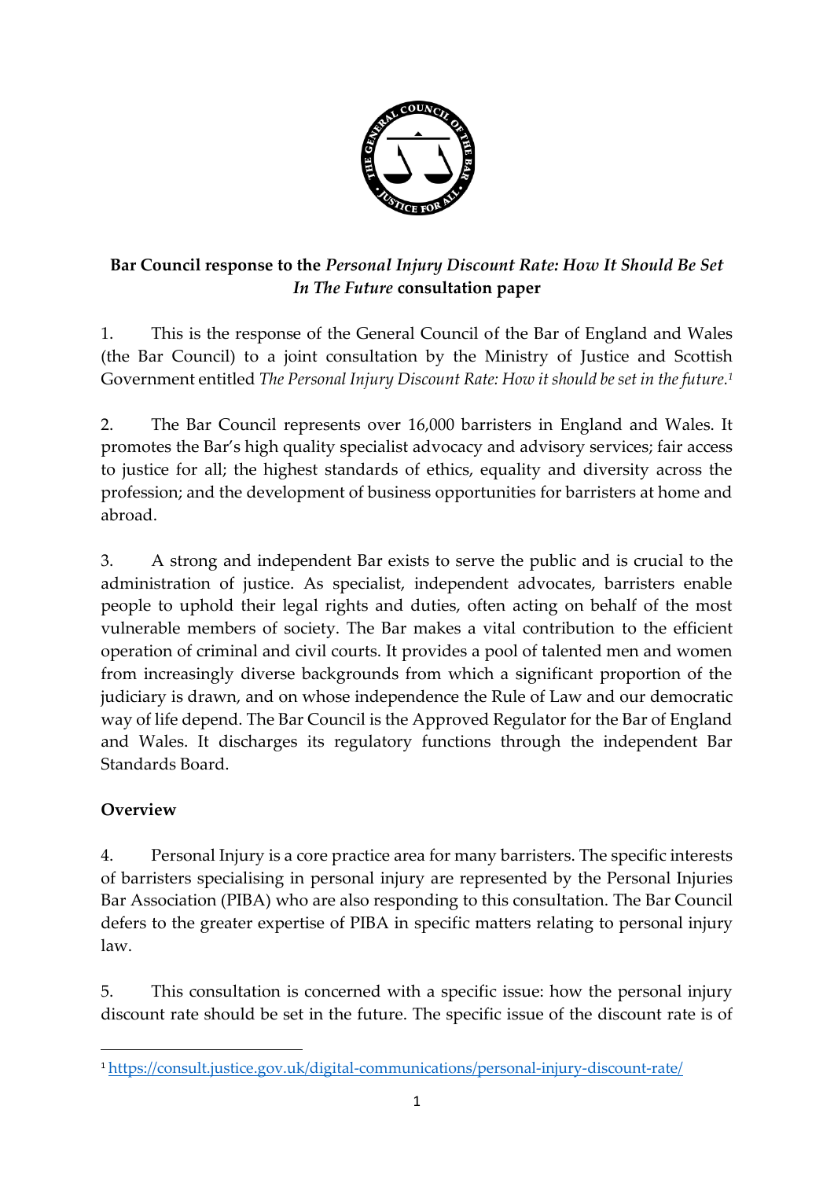**Bar Council response to the *Personal Injury Discount Rate: How It Should Be Set In The Future* consultation paper**

1. This is the response of the General Council of the Bar of England and Wales (the Bar Council) to a joint consultation by the Ministry of Justice and Scottish Government entitled *The Personal Injury Discount Rate: How it should be set in the future*.[1]

2. The Bar Council represents over 16,000 barristers in England and Wales. It promotes the Bar's high quality specialist advocacy and advisory services; fair access to justice for all; the highest standards of ethics, equality and diversity across the profession; and the development of business opportunities for barristers at home and abroad.

3. A strong and independent Bar exists to serve the public and is crucial to the administration of justice. As specialist, independent advocates, barristers enable people to uphold their legal rights and duties, often acting on behalf of the most vulnerable members of society. The Bar makes a vital contribution to the efficient operation of criminal and civil courts. It provides a pool of talented men and women from increasingly diverse backgrounds from which a significant proportion of the judiciary is drawn, and on whose independence the Rule of Law and our democratic way of life depend. The Bar Council is the Approved Regulator for the Bar of England and Wales. It discharges its regulatory functions through the independent Bar Standards Board.

## Overview

4. Personal Injury is a core practice area for many barristers. The specific interests of barristers specialising in personal injury are represented by the Personal Injuries Bar Association (PIBA) who are also responding to this consultation. The Bar Council defers to the greater expertise of PIBA in specific matters relating to personal injury law.

5. This consultation is concerned with a specific issue: how the personal injury discount rate should be set in the future. The specific issue of the discount rate is of

[1] https://consult.justice.gov.uk/digital-communications/personal-injury-discount-rate/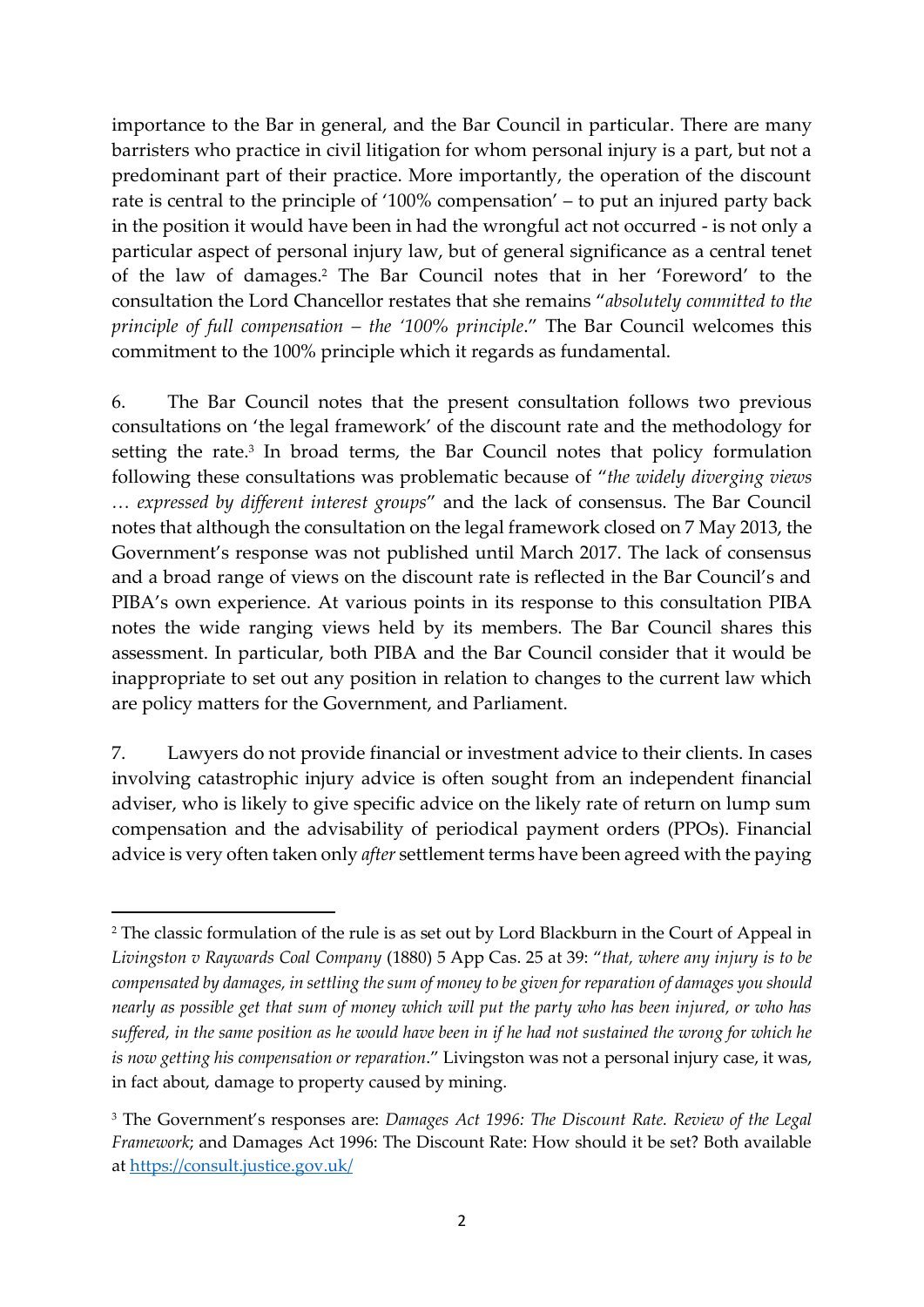importance to the Bar in general, and the Bar Council in particular. There are many barristers who practice in civil litigation for whom personal injury is a part, but not a predominant part of their practice. More importantly, the operation of the discount rate is central to the principle of '100% compensation' – to put an injured party back in the position it would have been in had the wrongful act not occurred - is not only a particular aspect of personal injury law, but of general significance as a central tenet of the law of damages.[2] The Bar Council notes that in her 'Foreword' to the consultation the Lord Chancellor restates that she remains "*absolutely committed to the principle of full compensation – the '100% principle*." The Bar Council welcomes this commitment to the 100% principle which it regards as fundamental.

6. The Bar Council notes that the present consultation follows two previous consultations on 'the legal framework' of the discount rate and the methodology for setting the rate.[3] In broad terms, the Bar Council notes that policy formulation following these consultations was problematic because of "*the widely diverging views … expressed by different interest groups*" and the lack of consensus. The Bar Council notes that although the consultation on the legal framework closed on 7 May 2013, the Government's response was not published until March 2017. The lack of consensus and a broad range of views on the discount rate is reflected in the Bar Council's and PIBA's own experience. At various points in its response to this consultation PIBA notes the wide ranging views held by its members. The Bar Council shares this assessment. In particular, both PIBA and the Bar Council consider that it would be inappropriate to set out any position in relation to changes to the current law which are policy matters for the Government, and Parliament.

7. Lawyers do not provide financial or investment advice to their clients. In cases involving catastrophic injury advice is often sought from an independent financial adviser, who is likely to give specific advice on the likely rate of return on lump sum compensation and the advisability of periodical payment orders (PPOs). Financial advice is very often taken only *after* settlement terms have been agreed with the paying

---

[2] The classic formulation of the rule is as set out by Lord Blackburn in the Court of Appeal in *Livingston v Raywards Coal Company* (1880) 5 App Cas. 25 at 39: "*that, where any injury is to be compensated by damages, in settling the sum of money to be given for reparation of damages you should nearly as possible get that sum of money which will put the party who has been injured, or who has suffered, in the same position as he would have been in if he had not sustained the wrong for which he is now getting his compensation or reparation*." Livingston was not a personal injury case, it was, in fact about, damage to property caused by mining.

[3] The Government's responses are: *Damages Act 1996: The Discount Rate. Review of the Legal Framework*; and Damages Act 1996: The Discount Rate: How should it be set? Both available at [https://consult.justice.gov.uk/](https://consult.justice.gov.uk/)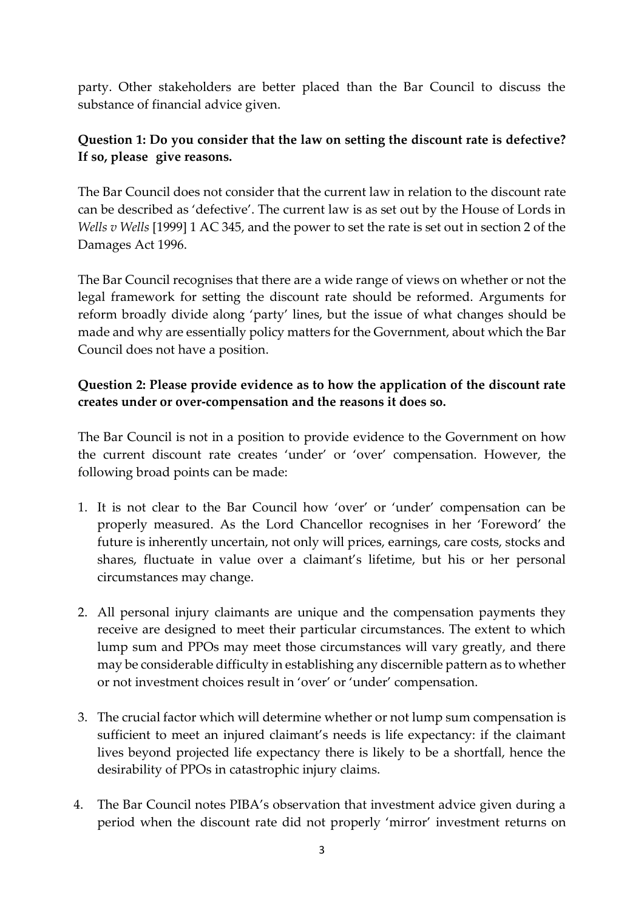party. Other stakeholders are better placed than the Bar Council to discuss the substance of financial advice given.

**Question 1: Do you consider that the law on setting the discount rate is defective? If so, please give reasons.**

The Bar Council does not consider that the current law in relation to the discount rate can be described as 'defective'. The current law is as set out by the House of Lords in *Wells v Wells* [1999] 1 AC 345, and the power to set the rate is set out in section 2 of the Damages Act 1996.

The Bar Council recognises that there are a wide range of views on whether or not the legal framework for setting the discount rate should be reformed. Arguments for reform broadly divide along 'party' lines, but the issue of what changes should be made and why are essentially policy matters for the Government, about which the Bar Council does not have a position.

**Question 2: Please provide evidence as to how the application of the discount rate creates under or over-compensation and the reasons it does so.**

The Bar Council is not in a position to provide evidence to the Government on how the current discount rate creates 'under' or 'over' compensation. However, the following broad points can be made:

1. It is not clear to the Bar Council how 'over' or 'under' compensation can be properly measured. As the Lord Chancellor recognises in her 'Foreword' the future is inherently uncertain, not only will prices, earnings, care costs, stocks and shares, fluctuate in value over a claimant's lifetime, but his or her personal circumstances may change.

2. All personal injury claimants are unique and the compensation payments they receive are designed to meet their particular circumstances. The extent to which lump sum and PPOs may meet those circumstances will vary greatly, and there may be considerable difficulty in establishing any discernible pattern as to whether or not investment choices result in 'over' or 'under' compensation.

3. The crucial factor which will determine whether or not lump sum compensation is sufficient to meet an injured claimant's needs is life expectancy: if the claimant lives beyond projected life expectancy there is likely to be a shortfall, hence the desirability of PPOs in catastrophic injury claims.

4. The Bar Council notes PIBA's observation that investment advice given during a period when the discount rate did not properly 'mirror' investment returns on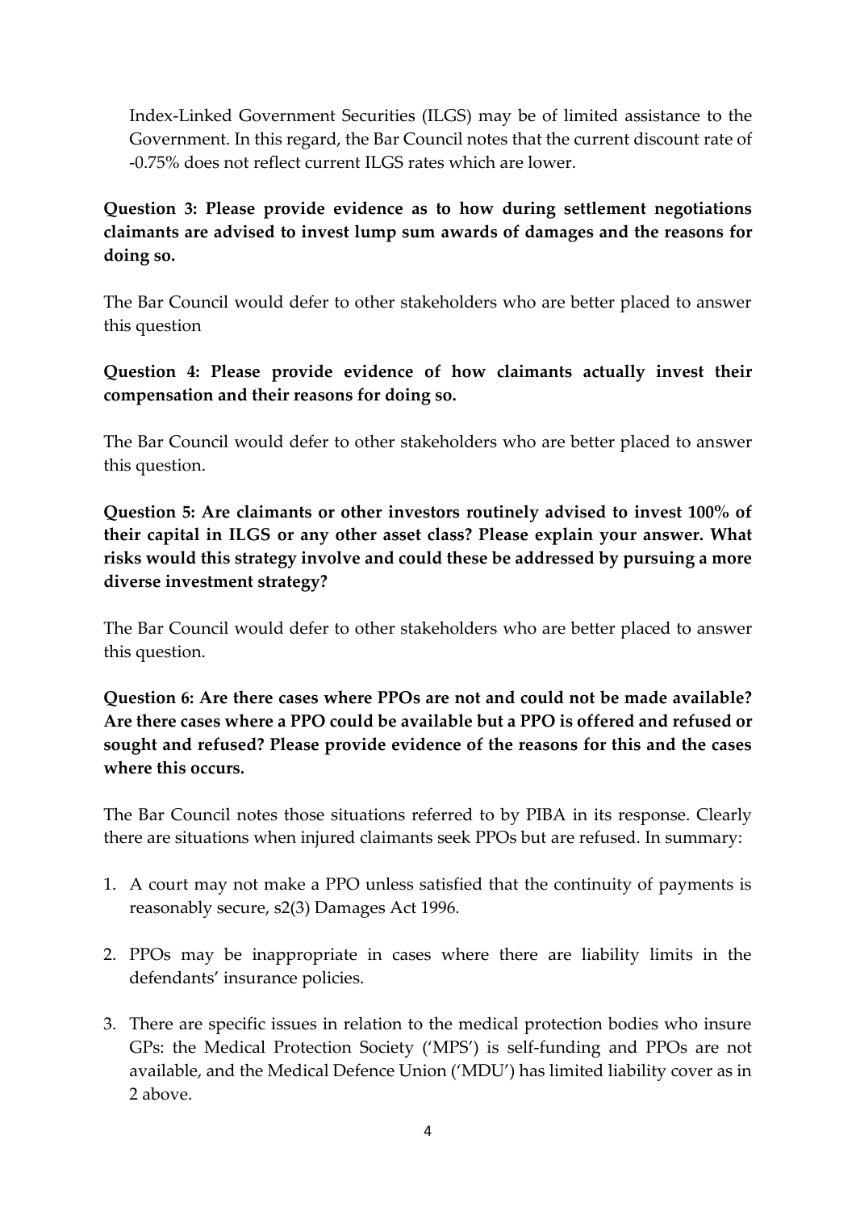Index-Linked Government Securities (ILGS) may be of limited assistance to the Government. In this regard, the Bar Council notes that the current discount rate of -0.75% does not reflect current ILGS rates which are lower.

**Question 3: Please provide evidence as to how during settlement negotiations claimants are advised to invest lump sum awards of damages and the reasons for doing so.**

The Bar Council would defer to other stakeholders who are better placed to answer this question

**Question 4: Please provide evidence of how claimants actually invest their compensation and their reasons for doing so.**

The Bar Council would defer to other stakeholders who are better placed to answer this question.

**Question 5: Are claimants or other investors routinely advised to invest 100% of their capital in ILGS or any other asset class? Please explain your answer. What risks would this strategy involve and could these be addressed by pursuing a more diverse investment strategy?**

The Bar Council would defer to other stakeholders who are better placed to answer this question.

**Question 6: Are there cases where PPOs are not and could not be made available? Are there cases where a PPO could be available but a PPO is offered and refused or sought and refused? Please provide evidence of the reasons for this and the cases where this occurs.**

The Bar Council notes those situations referred to by PIBA in its response. Clearly there are situations when injured claimants seek PPOs but are refused. In summary:

1. A court may not make a PPO unless satisfied that the continuity of payments is reasonably secure, s2(3) Damages Act 1996.

2. PPOs may be inappropriate in cases where there are liability limits in the defendants' insurance policies.

3. There are specific issues in relation to the medical protection bodies who insure GPs: the Medical Protection Society ('MPS') is self-funding and PPOs are not available, and the Medical Defence Union ('MDU') has limited liability cover as in 2 above.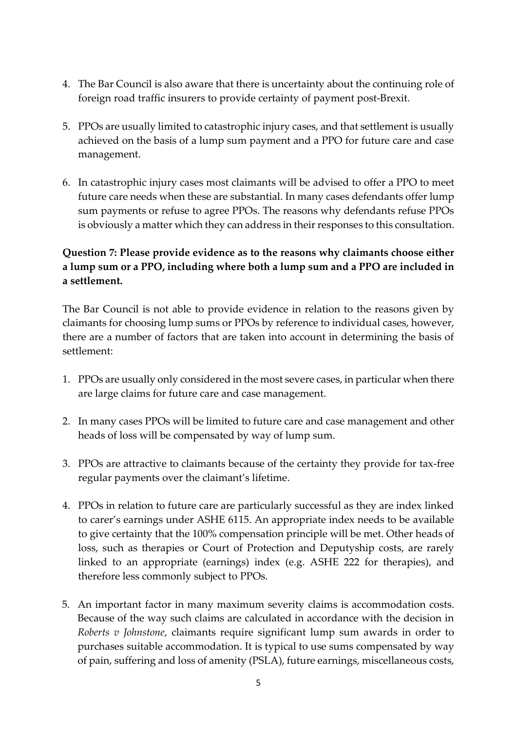4. The Bar Council is also aware that there is uncertainty about the continuing role of foreign road traffic insurers to provide certainty of payment post-Brexit.

5. PPOs are usually limited to catastrophic injury cases, and that settlement is usually achieved on the basis of a lump sum payment and a PPO for future care and case management.

6. In catastrophic injury cases most claimants will be advised to offer a PPO to meet future care needs when these are substantial. In many cases defendants offer lump sum payments or refuse to agree PPOs. The reasons why defendants refuse PPOs is obviously a matter which they can address in their responses to this consultation.

**Question 7: Please provide evidence as to the reasons why claimants choose either a lump sum or a PPO, including where both a lump sum and a PPO are included in a settlement.**

The Bar Council is not able to provide evidence in relation to the reasons given by claimants for choosing lump sums or PPOs by reference to individual cases, however, there are a number of factors that are taken into account in determining the basis of settlement:

1. PPOs are usually only considered in the most severe cases, in particular when there are large claims for future care and case management.

2. In many cases PPOs will be limited to future care and case management and other heads of loss will be compensated by way of lump sum.

3. PPOs are attractive to claimants because of the certainty they provide for tax-free regular payments over the claimant's lifetime.

4. PPOs in relation to future care are particularly successful as they are index linked to carer's earnings under ASHE 6115. An appropriate index needs to be available to give certainty that the 100% compensation principle will be met. Other heads of loss, such as therapies or Court of Protection and Deputyship costs, are rarely linked to an appropriate (earnings) index (e.g. ASHE 222 for therapies), and therefore less commonly subject to PPOs.

5. An important factor in many maximum severity claims is accommodation costs. Because of the way such claims are calculated in accordance with the decision in *Roberts v Johnstone*, claimants require significant lump sum awards in order to purchases suitable accommodation. It is typical to use sums compensated by way of pain, suffering and loss of amenity (PSLA), future earnings, miscellaneous costs,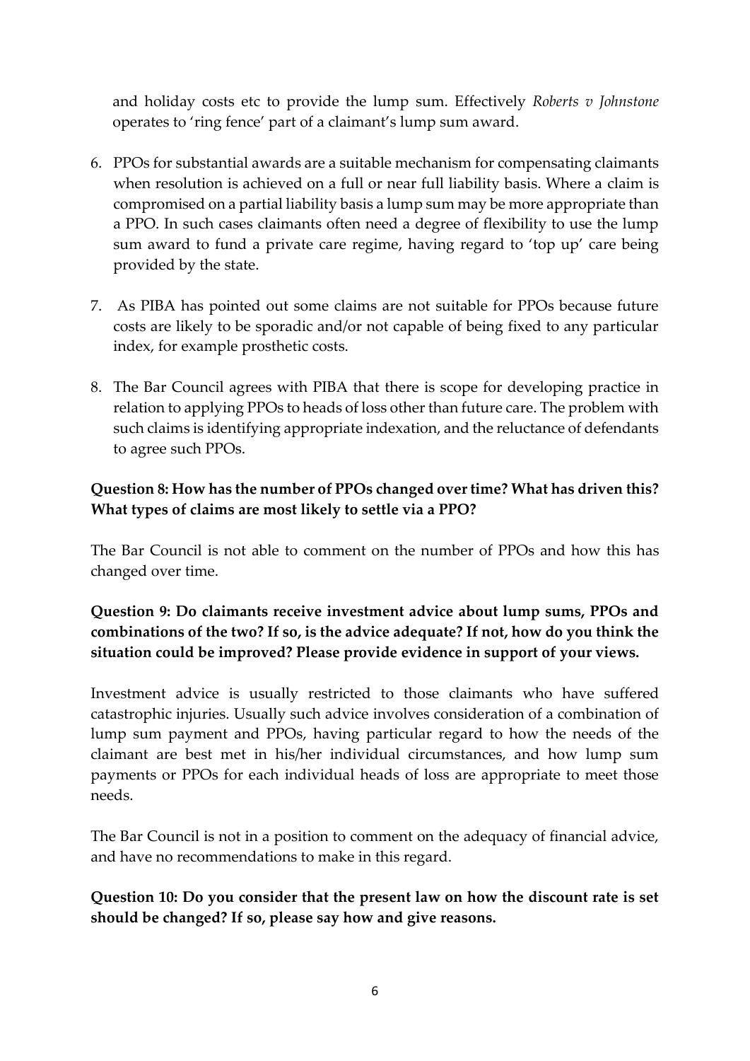and holiday costs etc to provide the lump sum. Effectively *Roberts v Johnstone* operates to 'ring fence' part of a claimant's lump sum award.

6. PPOs for substantial awards are a suitable mechanism for compensating claimants when resolution is achieved on a full or near full liability basis. Where a claim is compromised on a partial liability basis a lump sum may be more appropriate than a PPO. In such cases claimants often need a degree of flexibility to use the lump sum award to fund a private care regime, having regard to 'top up' care being provided by the state.

7. As PIBA has pointed out some claims are not suitable for PPOs because future costs are likely to be sporadic and/or not capable of being fixed to any particular index, for example prosthetic costs.

8. The Bar Council agrees with PIBA that there is scope for developing practice in relation to applying PPOs to heads of loss other than future care. The problem with such claims is identifying appropriate indexation, and the reluctance of defendants to agree such PPOs.

**Question 8: How has the number of PPOs changed over time? What has driven this? What types of claims are most likely to settle via a PPO?**

The Bar Council is not able to comment on the number of PPOs and how this has changed over time.

**Question 9: Do claimants receive investment advice about lump sums, PPOs and combinations of the two? If so, is the advice adequate? If not, how do you think the situation could be improved? Please provide evidence in support of your views.**

Investment advice is usually restricted to those claimants who have suffered catastrophic injuries. Usually such advice involves consideration of a combination of lump sum payment and PPOs, having particular regard to how the needs of the claimant are best met in his/her individual circumstances, and how lump sum payments or PPOs for each individual heads of loss are appropriate to meet those needs.

The Bar Council is not in a position to comment on the adequacy of financial advice, and have no recommendations to make in this regard.

**Question 10: Do you consider that the present law on how the discount rate is set should be changed? If so, please say how and give reasons.**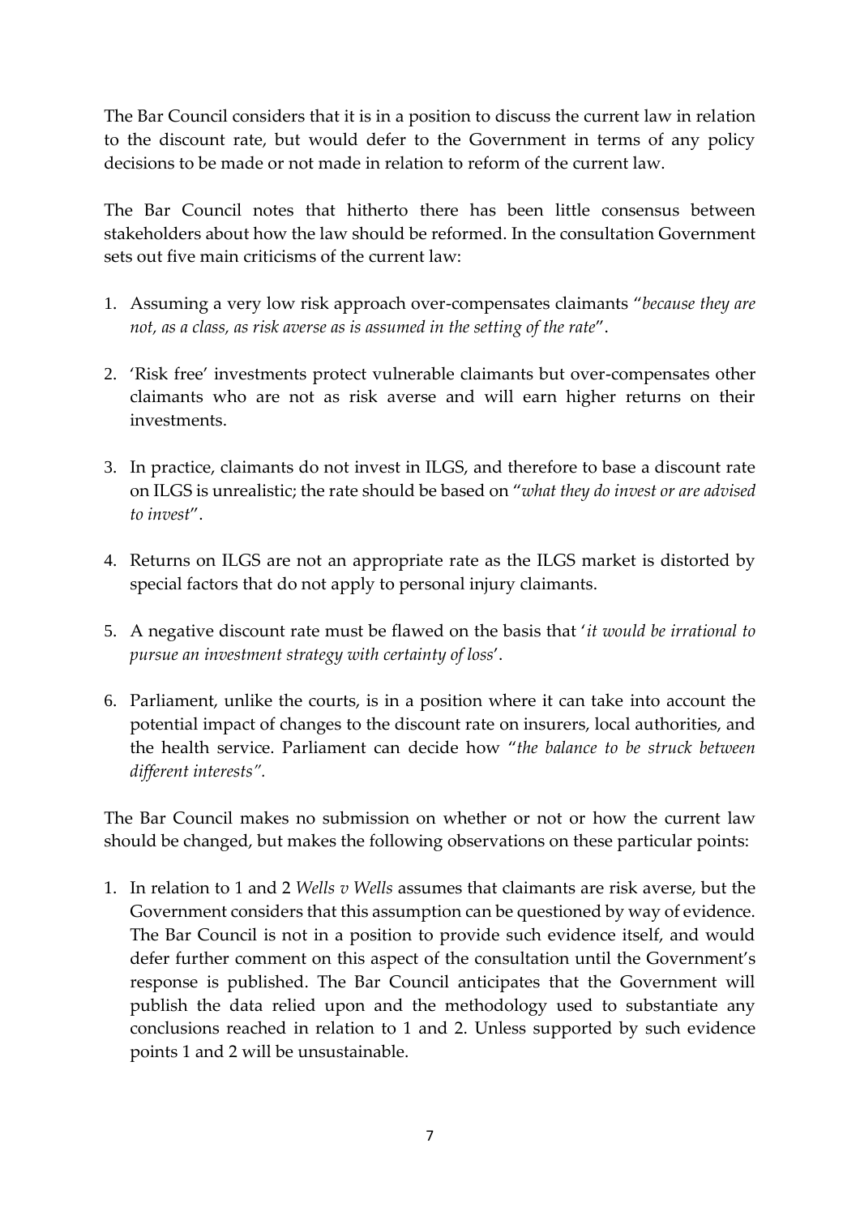The Bar Council considers that it is in a position to discuss the current law in relation to the discount rate, but would defer to the Government in terms of any policy decisions to be made or not made in relation to reform of the current law.

The Bar Council notes that hitherto there has been little consensus between stakeholders about how the law should be reformed. In the consultation Government sets out five main criticisms of the current law:

1. Assuming a very low risk approach over-compensates claimants "*because they are not, as a class, as risk averse as is assumed in the setting of the rate*".

2. 'Risk free' investments protect vulnerable claimants but over-compensates other claimants who are not as risk averse and will earn higher returns on their investments.

3. In practice, claimants do not invest in ILGS, and therefore to base a discount rate on ILGS is unrealistic; the rate should be based on "*what they do invest or are advised to invest*".

4. Returns on ILGS are not an appropriate rate as the ILGS market is distorted by special factors that do not apply to personal injury claimants.

5. A negative discount rate must be flawed on the basis that '*it would be irrational to pursue an investment strategy with certainty of loss*'.

6. Parliament, unlike the courts, is in a position where it can take into account the potential impact of changes to the discount rate on insurers, local authorities, and the health service. Parliament can decide how "*the balance to be struck between different interests".*

The Bar Council makes no submission on whether or not or how the current law should be changed, but makes the following observations on these particular points:

1. In relation to 1 and 2 *Wells v Wells* assumes that claimants are risk averse, but the Government considers that this assumption can be questioned by way of evidence. The Bar Council is not in a position to provide such evidence itself, and would defer further comment on this aspect of the consultation until the Government's response is published. The Bar Council anticipates that the Government will publish the data relied upon and the methodology used to substantiate any conclusions reached in relation to 1 and 2. Unless supported by such evidence points 1 and 2 will be unsustainable.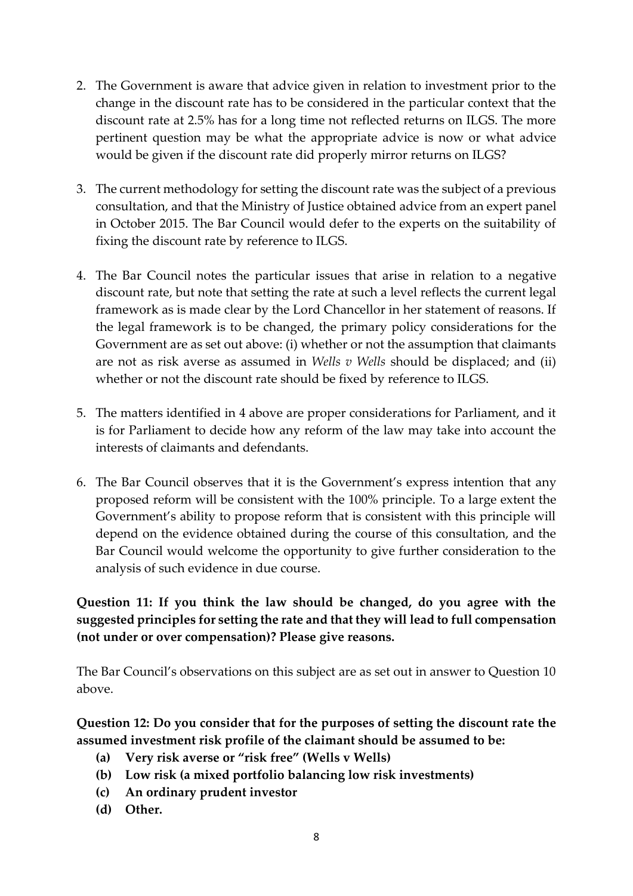2. The Government is aware that advice given in relation to investment prior to the change in the discount rate has to be considered in the particular context that the discount rate at 2.5% has for a long time not reflected returns on ILGS. The more pertinent question may be what the appropriate advice is now or what advice would be given if the discount rate did properly mirror returns on ILGS?

3. The current methodology for setting the discount rate was the subject of a previous consultation, and that the Ministry of Justice obtained advice from an expert panel in October 2015. The Bar Council would defer to the experts on the suitability of fixing the discount rate by reference to ILGS.

4. The Bar Council notes the particular issues that arise in relation to a negative discount rate, but note that setting the rate at such a level reflects the current legal framework as is made clear by the Lord Chancellor in her statement of reasons. If the legal framework is to be changed, the primary policy considerations for the Government are as set out above: (i) whether or not the assumption that claimants are not as risk averse as assumed in *Wells v Wells* should be displaced; and (ii) whether or not the discount rate should be fixed by reference to ILGS.

5. The matters identified in 4 above are proper considerations for Parliament, and it is for Parliament to decide how any reform of the law may take into account the interests of claimants and defendants.

6. The Bar Council observes that it is the Government's express intention that any proposed reform will be consistent with the 100% principle. To a large extent the Government's ability to propose reform that is consistent with this principle will depend on the evidence obtained during the course of this consultation, and the Bar Council would welcome the opportunity to give further consideration to the analysis of such evidence in due course.

**Question 11: If you think the law should be changed, do you agree with the suggested principles for setting the rate and that they will lead to full compensation (not under or over compensation)? Please give reasons.**

The Bar Council's observations on this subject are as set out in answer to Question 10 above.

**Question 12: Do you consider that for the purposes of setting the discount rate the assumed investment risk profile of the claimant should be assumed to be:**

- **(a) Very risk averse or "risk free" (Wells v Wells)**
- **(b) Low risk (a mixed portfolio balancing low risk investments)**
- **(c) An ordinary prudent investor**
- **(d) Other.**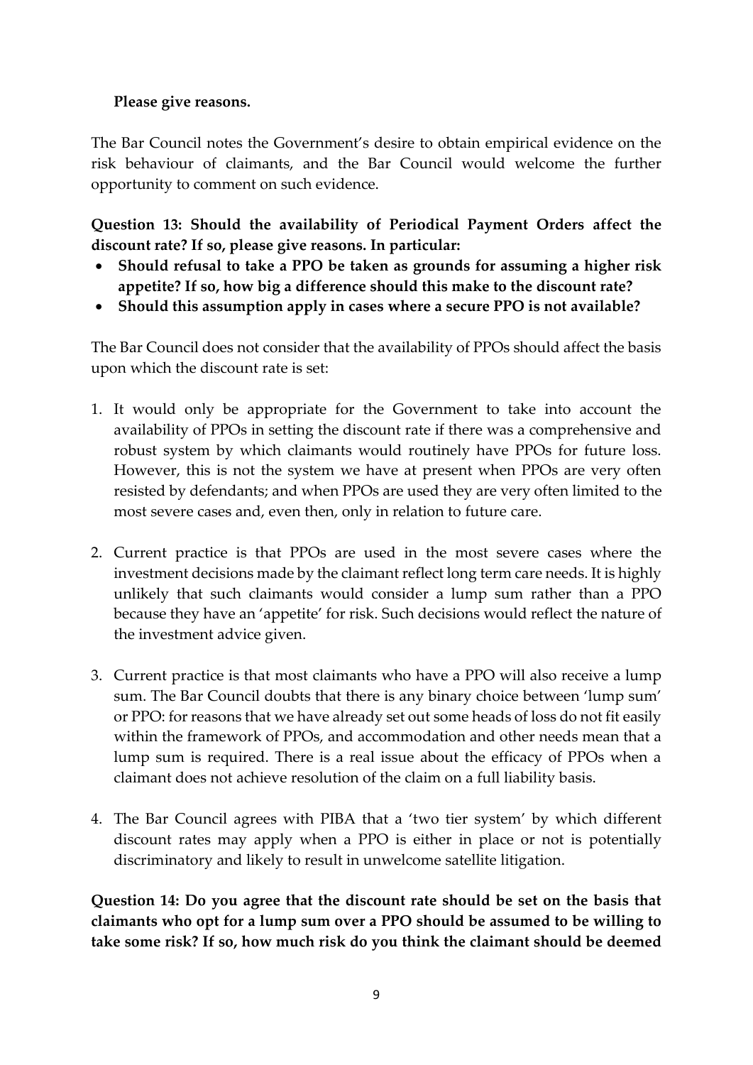**Please give reasons.**

The Bar Council notes the Government's desire to obtain empirical evidence on the risk behaviour of claimants, and the Bar Council would welcome the further opportunity to comment on such evidence.

**Question 13: Should the availability of Periodical Payment Orders affect the discount rate? If so, please give reasons. In particular:**

- **Should refusal to take a PPO be taken as grounds for assuming a higher risk appetite? If so, how big a difference should this make to the discount rate?**
- **Should this assumption apply in cases where a secure PPO is not available?**

The Bar Council does not consider that the availability of PPOs should affect the basis upon which the discount rate is set:

1. It would only be appropriate for the Government to take into account the availability of PPOs in setting the discount rate if there was a comprehensive and robust system by which claimants would routinely have PPOs for future loss. However, this is not the system we have at present when PPOs are very often resisted by defendants; and when PPOs are used they are very often limited to the most severe cases and, even then, only in relation to future care.

2. Current practice is that PPOs are used in the most severe cases where the investment decisions made by the claimant reflect long term care needs. It is highly unlikely that such claimants would consider a lump sum rather than a PPO because they have an 'appetite' for risk. Such decisions would reflect the nature of the investment advice given.

3. Current practice is that most claimants who have a PPO will also receive a lump sum. The Bar Council doubts that there is any binary choice between 'lump sum' or PPO: for reasons that we have already set out some heads of loss do not fit easily within the framework of PPOs, and accommodation and other needs mean that a lump sum is required. There is a real issue about the efficacy of PPOs when a claimant does not achieve resolution of the claim on a full liability basis.

4. The Bar Council agrees with PIBA that a 'two tier system' by which different discount rates may apply when a PPO is either in place or not is potentially discriminatory and likely to result in unwelcome satellite litigation.

**Question 14: Do you agree that the discount rate should be set on the basis that claimants who opt for a lump sum over a PPO should be assumed to be willing to take some risk? If so, how much risk do you think the claimant should be deemed**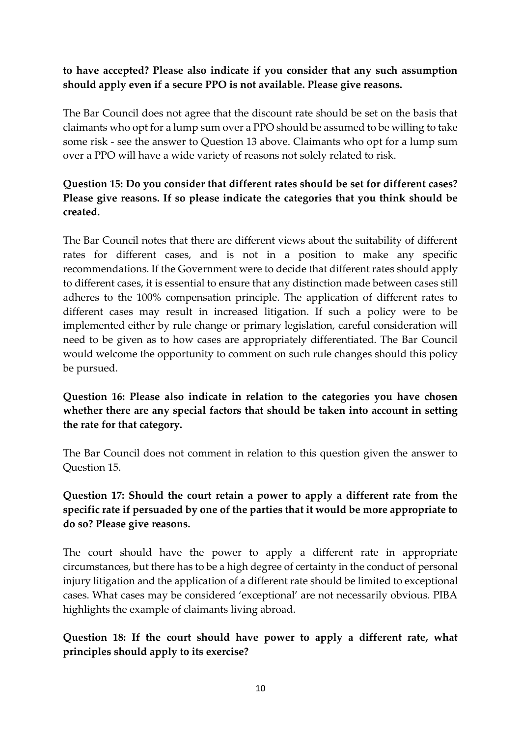**to have accepted? Please also indicate if you consider that any such assumption should apply even if a secure PPO is not available. Please give reasons.**

The Bar Council does not agree that the discount rate should be set on the basis that claimants who opt for a lump sum over a PPO should be assumed to be willing to take some risk - see the answer to Question 13 above. Claimants who opt for a lump sum over a PPO will have a wide variety of reasons not solely related to risk.

**Question 15: Do you consider that different rates should be set for different cases? Please give reasons. If so please indicate the categories that you think should be created.**

The Bar Council notes that there are different views about the suitability of different rates for different cases, and is not in a position to make any specific recommendations. If the Government were to decide that different rates should apply to different cases, it is essential to ensure that any distinction made between cases still adheres to the 100% compensation principle. The application of different rates to different cases may result in increased litigation. If such a policy were to be implemented either by rule change or primary legislation, careful consideration will need to be given as to how cases are appropriately differentiated. The Bar Council would welcome the opportunity to comment on such rule changes should this policy be pursued.

**Question 16: Please also indicate in relation to the categories you have chosen whether there are any special factors that should be taken into account in setting the rate for that category.**

The Bar Council does not comment in relation to this question given the answer to Question 15.

**Question 17: Should the court retain a power to apply a different rate from the specific rate if persuaded by one of the parties that it would be more appropriate to do so? Please give reasons.**

The court should have the power to apply a different rate in appropriate circumstances, but there has to be a high degree of certainty in the conduct of personal injury litigation and the application of a different rate should be limited to exceptional cases. What cases may be considered 'exceptional' are not necessarily obvious. PIBA highlights the example of claimants living abroad.

**Question 18: If the court should have power to apply a different rate, what principles should apply to its exercise?**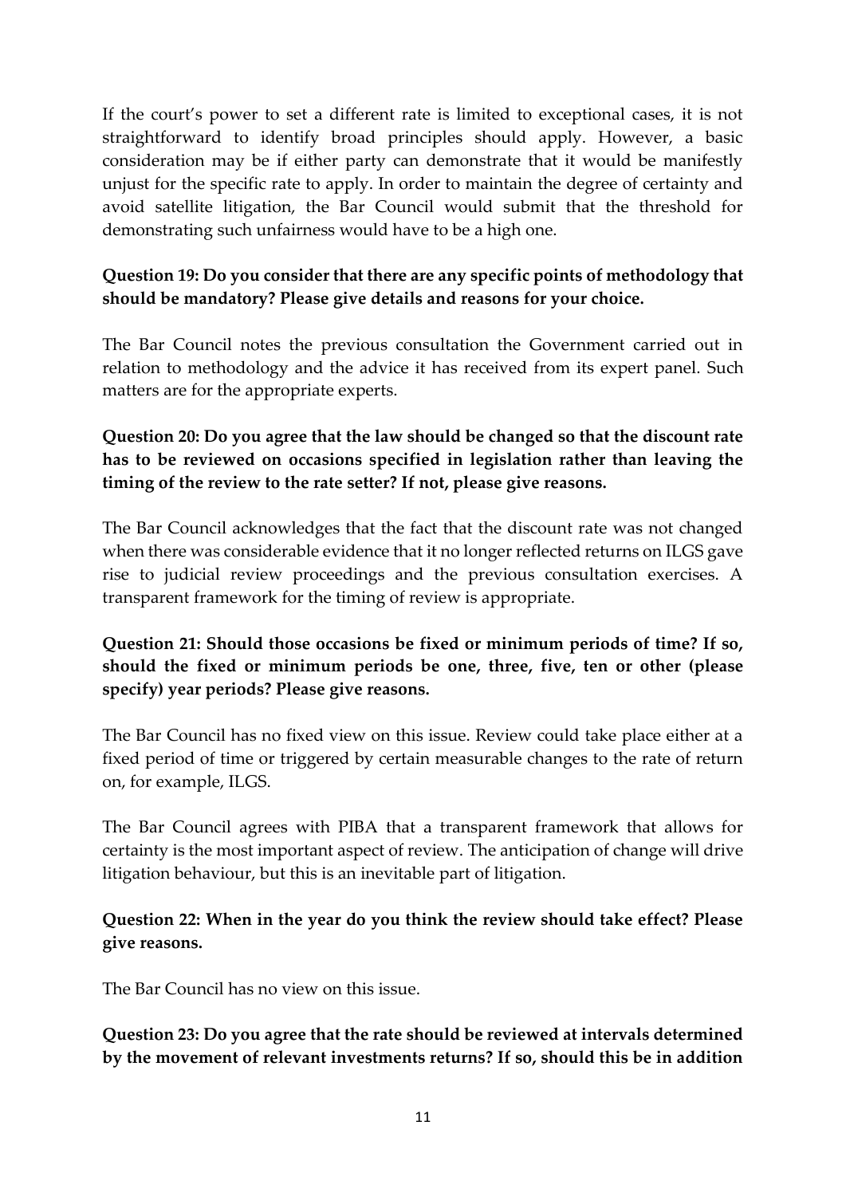If the court's power to set a different rate is limited to exceptional cases, it is not straightforward to identify broad principles should apply. However, a basic consideration may be if either party can demonstrate that it would be manifestly unjust for the specific rate to apply. In order to maintain the degree of certainty and avoid satellite litigation, the Bar Council would submit that the threshold for demonstrating such unfairness would have to be a high one.

**Question 19: Do you consider that there are any specific points of methodology that should be mandatory? Please give details and reasons for your choice.**

The Bar Council notes the previous consultation the Government carried out in relation to methodology and the advice it has received from its expert panel. Such matters are for the appropriate experts.

**Question 20: Do you agree that the law should be changed so that the discount rate has to be reviewed on occasions specified in legislation rather than leaving the timing of the review to the rate setter? If not, please give reasons.**

The Bar Council acknowledges that the fact that the discount rate was not changed when there was considerable evidence that it no longer reflected returns on ILGS gave rise to judicial review proceedings and the previous consultation exercises. A transparent framework for the timing of review is appropriate.

**Question 21: Should those occasions be fixed or minimum periods of time? If so, should the fixed or minimum periods be one, three, five, ten or other (please specify) year periods? Please give reasons.**

The Bar Council has no fixed view on this issue. Review could take place either at a fixed period of time or triggered by certain measurable changes to the rate of return on, for example, ILGS.

The Bar Council agrees with PIBA that a transparent framework that allows for certainty is the most important aspect of review. The anticipation of change will drive litigation behaviour, but this is an inevitable part of litigation.

**Question 22: When in the year do you think the review should take effect? Please give reasons.**

The Bar Council has no view on this issue.

**Question 23: Do you agree that the rate should be reviewed at intervals determined by the movement of relevant investments returns? If so, should this be in addition**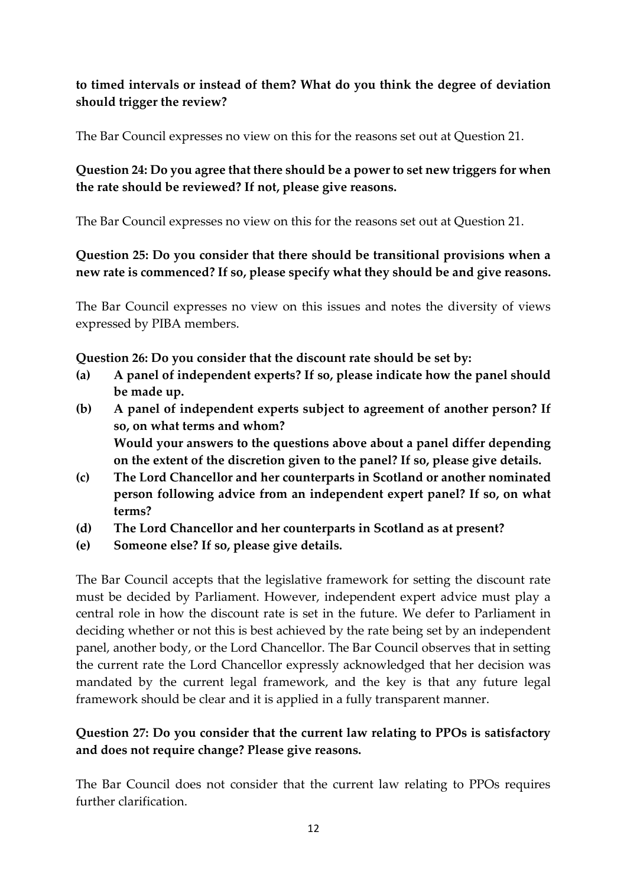**to timed intervals or instead of them? What do you think the degree of deviation should trigger the review?**

The Bar Council expresses no view on this for the reasons set out at Question 21.

**Question 24: Do you agree that there should be a power to set new triggers for when the rate should be reviewed? If not, please give reasons.**

The Bar Council expresses no view on this for the reasons set out at Question 21.

**Question 25: Do you consider that there should be transitional provisions when a new rate is commenced? If so, please specify what they should be and give reasons.**

The Bar Council expresses no view on this issues and notes the diversity of views expressed by PIBA members.

**Question 26: Do you consider that the discount rate should be set by:**

- **(a) A panel of independent experts? If so, please indicate how the panel should be made up.**
- **(b) A panel of independent experts subject to agreement of another person? If so, on what terms and whom?**
  **Would your answers to the questions above about a panel differ depending on the extent of the discretion given to the panel? If so, please give details.**
- **(c) The Lord Chancellor and her counterparts in Scotland or another nominated person following advice from an independent expert panel? If so, on what terms?**
- **(d) The Lord Chancellor and her counterparts in Scotland as at present?**
- **(e) Someone else? If so, please give details.**

The Bar Council accepts that the legislative framework for setting the discount rate must be decided by Parliament. However, independent expert advice must play a central role in how the discount rate is set in the future. We defer to Parliament in deciding whether or not this is best achieved by the rate being set by an independent panel, another body, or the Lord Chancellor. The Bar Council observes that in setting the current rate the Lord Chancellor expressly acknowledged that her decision was mandated by the current legal framework, and the key is that any future legal framework should be clear and it is applied in a fully transparent manner.

**Question 27: Do you consider that the current law relating to PPOs is satisfactory and does not require change? Please give reasons.**

The Bar Council does not consider that the current law relating to PPOs requires further clarification.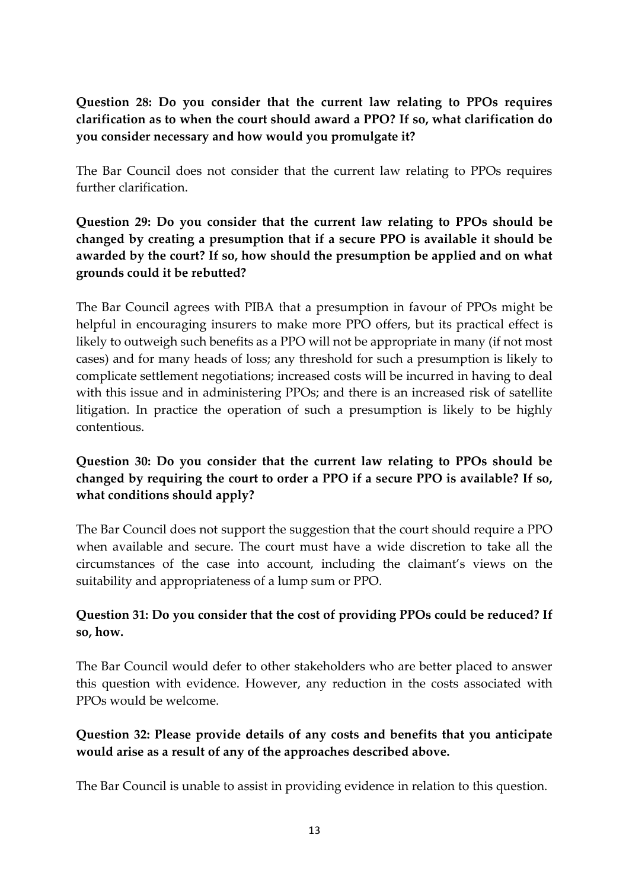**Question 28: Do you consider that the current law relating to PPOs requires clarification as to when the court should award a PPO? If so, what clarification do you consider necessary and how would you promulgate it?**

The Bar Council does not consider that the current law relating to PPOs requires further clarification.

**Question 29: Do you consider that the current law relating to PPOs should be changed by creating a presumption that if a secure PPO is available it should be awarded by the court? If so, how should the presumption be applied and on what grounds could it be rebutted?**

The Bar Council agrees with PIBA that a presumption in favour of PPOs might be helpful in encouraging insurers to make more PPO offers, but its practical effect is likely to outweigh such benefits as a PPO will not be appropriate in many (if not most cases) and for many heads of loss; any threshold for such a presumption is likely to complicate settlement negotiations; increased costs will be incurred in having to deal with this issue and in administering PPOs; and there is an increased risk of satellite litigation. In practice the operation of such a presumption is likely to be highly contentious.

**Question 30: Do you consider that the current law relating to PPOs should be changed by requiring the court to order a PPO if a secure PPO is available? If so, what conditions should apply?**

The Bar Council does not support the suggestion that the court should require a PPO when available and secure. The court must have a wide discretion to take all the circumstances of the case into account, including the claimant's views on the suitability and appropriateness of a lump sum or PPO.

**Question 31: Do you consider that the cost of providing PPOs could be reduced? If so, how.**

The Bar Council would defer to other stakeholders who are better placed to answer this question with evidence. However, any reduction in the costs associated with PPOs would be welcome.

**Question 32: Please provide details of any costs and benefits that you anticipate would arise as a result of any of the approaches described above.**

The Bar Council is unable to assist in providing evidence in relation to this question.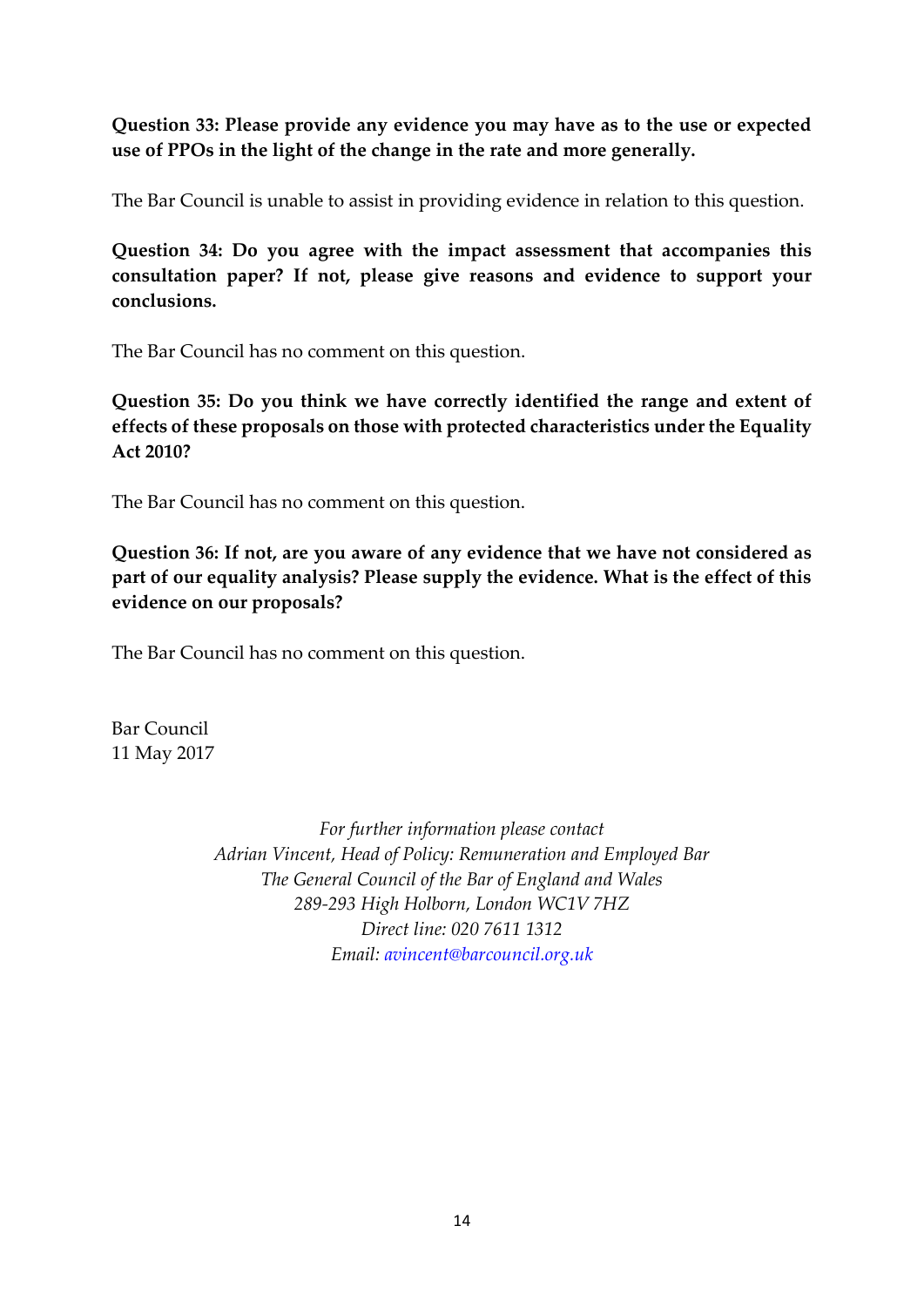**Question 33: Please provide any evidence you may have as to the use or expected use of PPOs in the light of the change in the rate and more generally.**

The Bar Council is unable to assist in providing evidence in relation to this question.

**Question 34: Do you agree with the impact assessment that accompanies this consultation paper? If not, please give reasons and evidence to support your conclusions.**

The Bar Council has no comment on this question.

**Question 35: Do you think we have correctly identified the range and extent of effects of these proposals on those with protected characteristics under the Equality Act 2010?**

The Bar Council has no comment on this question.

**Question 36: If not, are you aware of any evidence that we have not considered as part of our equality analysis? Please supply the evidence. What is the effect of this evidence on our proposals?**

The Bar Council has no comment on this question.

Bar Council
11 May 2017

*For further information please contact*
*Adrian Vincent, Head of Policy: Remuneration and Employed Bar*
*The General Council of the Bar of England and Wales*
*289-293 High Holborn, London WC1V 7HZ*
*Direct line: 020 7611 1312*
*Email: avincent@barcouncil.org.uk*